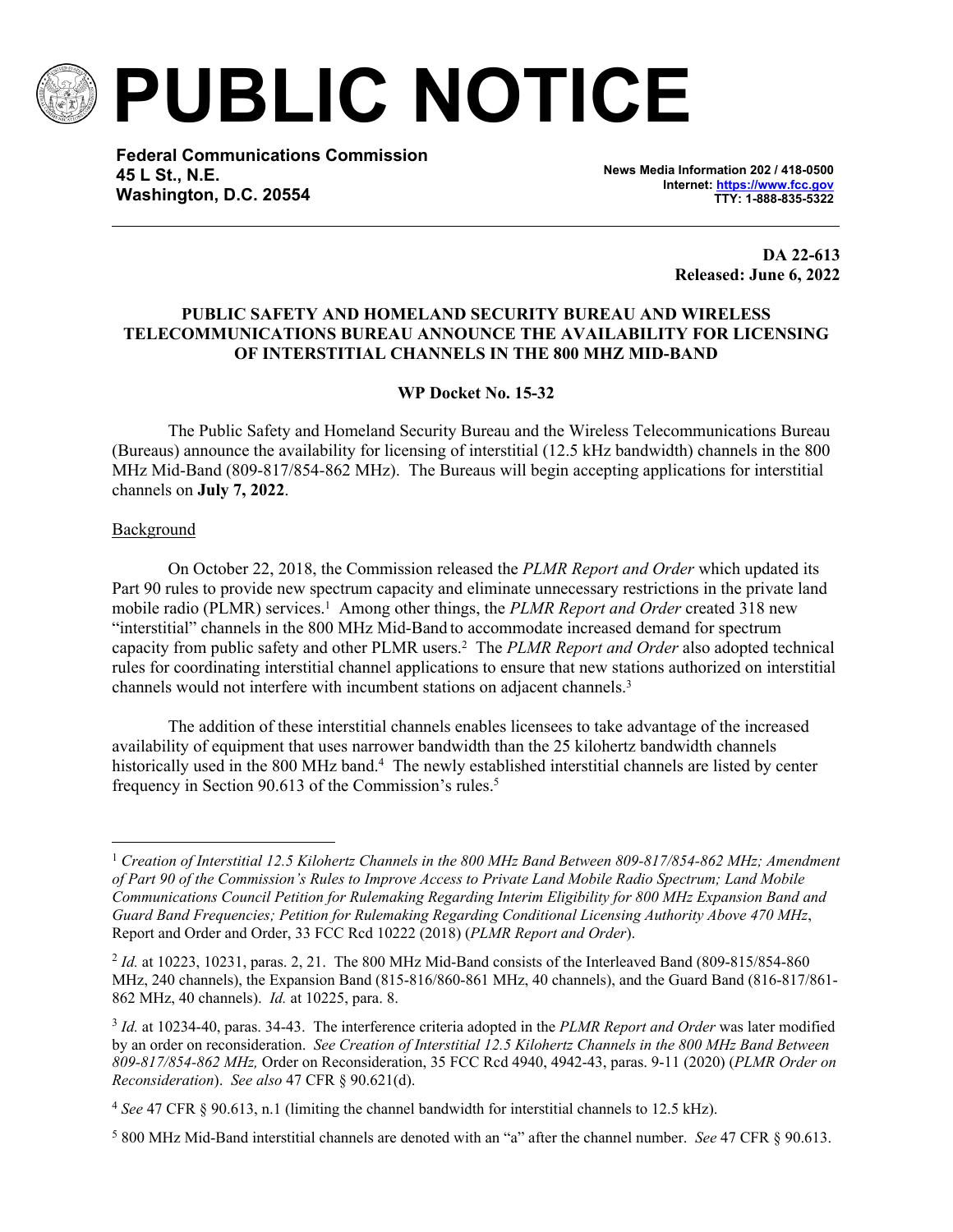# PUBLIC NOTICE

**Federal Communications Commission**
**45 L St., N.E.**
**Washington, D.C. 20554**

**News Media Information 202 / 418-0500**
**Internet: https://www.fcc.gov**
**TTY: 1-888-835-5322**

**DA 22-613**
**Released: June 6, 2022**

**PUBLIC SAFETY AND HOMELAND SECURITY BUREAU AND WIRELESS TELECOMMUNICATIONS BUREAU ANNOUNCE THE AVAILABILITY FOR LICENSING OF INTERSTITIAL CHANNELS IN THE 800 MHZ MID-BAND**

**WP Docket No. 15-32**

The Public Safety and Homeland Security Bureau and the Wireless Telecommunications Bureau (Bureaus) announce the availability for licensing of interstitial (12.5 kHz bandwidth) channels in the 800 MHz Mid-Band (809-817/854-862 MHz). The Bureaus will begin accepting applications for interstitial channels on **July 7, 2022**.

Background

On October 22, 2018, the Commission released the *PLMR Report and Order* which updated its Part 90 rules to provide new spectrum capacity and eliminate unnecessary restrictions in the private land mobile radio (PLMR) services.[1] Among other things, the *PLMR Report and Order* created 318 new "interstitial" channels in the 800 MHz Mid-Band to accommodate increased demand for spectrum capacity from public safety and other PLMR users.[2] The *PLMR Report and Order* also adopted technical rules for coordinating interstitial channel applications to ensure that new stations authorized on interstitial channels would not interfere with incumbent stations on adjacent channels.[3]

The addition of these interstitial channels enables licensees to take advantage of the increased availability of equipment that uses narrower bandwidth than the 25 kilohertz bandwidth channels historically used in the 800 MHz band.[4] The newly established interstitial channels are listed by center frequency in Section 90.613 of the Commission's rules.[5]

---

[1] *Creation of Interstitial 12.5 Kilohertz Channels in the 800 MHz Band Between 809-817/854-862 MHz; Amendment of Part 90 of the Commission's Rules to Improve Access to Private Land Mobile Radio Spectrum; Land Mobile Communications Council Petition for Rulemaking Regarding Interim Eligibility for 800 MHz Expansion Band and Guard Band Frequencies; Petition for Rulemaking Regarding Conditional Licensing Authority Above 470 MHz*, Report and Order and Order, 33 FCC Rcd 10222 (2018) (*PLMR Report and Order*).

[2] *Id.* at 10223, 10231, paras. 2, 21. The 800 MHz Mid-Band consists of the Interleaved Band (809-815/854-860 MHz, 240 channels), the Expansion Band (815-816/860-861 MHz, 40 channels), and the Guard Band (816-817/861-862 MHz, 40 channels). *Id.* at 10225, para. 8.

[3] *Id.* at 10234-40, paras. 34-43. The interference criteria adopted in the *PLMR Report and Order* was later modified by an order on reconsideration. *See Creation of Interstitial 12.5 Kilohertz Channels in the 800 MHz Band Between 809-817/854-862 MHz,* Order on Reconsideration, 35 FCC Rcd 4940, 4942-43, paras. 9-11 (2020) (*PLMR Order on Reconsideration*). *See also* 47 CFR § 90.621(d).

[4] *See* 47 CFR § 90.613, n.1 (limiting the channel bandwidth for interstitial channels to 12.5 kHz).

[5] 800 MHz Mid-Band interstitial channels are denoted with an "a" after the channel number. *See* 47 CFR § 90.613.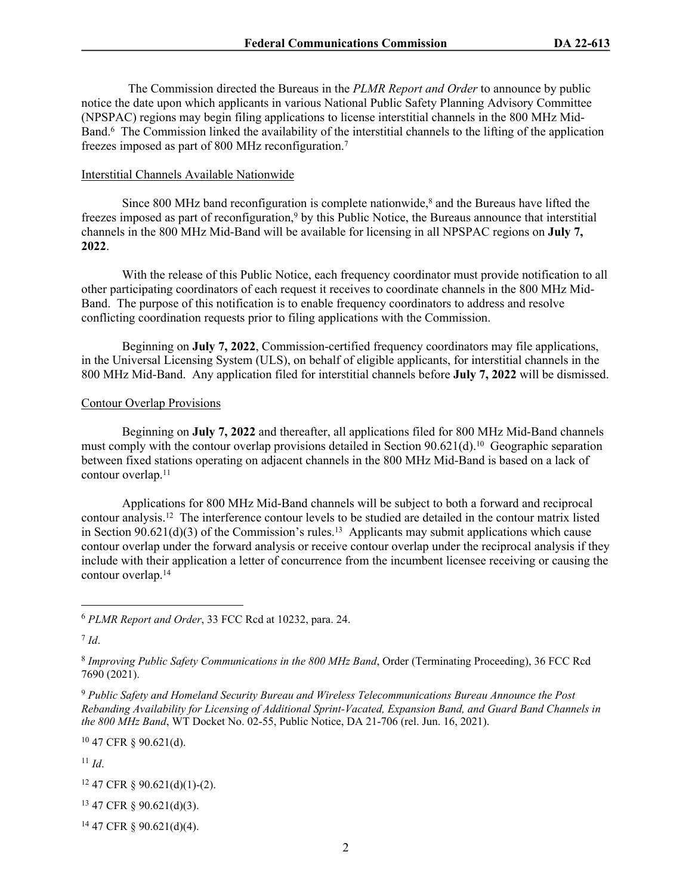The Commission directed the Bureaus in the *PLMR Report and Order* to announce by public notice the date upon which applicants in various National Public Safety Planning Advisory Committee (NPSPAC) regions may begin filing applications to license interstitial channels in the 800 MHz Mid-Band.[6] The Commission linked the availability of the interstitial channels to the lifting of the application freezes imposed as part of 800 MHz reconfiguration.[7]

Interstitial Channels Available Nationwide

Since 800 MHz band reconfiguration is complete nationwide,[8] and the Bureaus have lifted the freezes imposed as part of reconfiguration,[9] by this Public Notice, the Bureaus announce that interstitial channels in the 800 MHz Mid-Band will be available for licensing in all NPSPAC regions on **July 7, 2022**.

With the release of this Public Notice, each frequency coordinator must provide notification to all other participating coordinators of each request it receives to coordinate channels in the 800 MHz Mid-Band. The purpose of this notification is to enable frequency coordinators to address and resolve conflicting coordination requests prior to filing applications with the Commission.

Beginning on **July 7, 2022**, Commission-certified frequency coordinators may file applications, in the Universal Licensing System (ULS), on behalf of eligible applicants, for interstitial channels in the 800 MHz Mid-Band. Any application filed for interstitial channels before **July 7, 2022** will be dismissed.

Contour Overlap Provisions

Beginning on **July 7, 2022** and thereafter, all applications filed for 800 MHz Mid-Band channels must comply with the contour overlap provisions detailed in Section 90.621(d).[10] Geographic separation between fixed stations operating on adjacent channels in the 800 MHz Mid-Band is based on a lack of contour overlap.[11]

Applications for 800 MHz Mid-Band channels will be subject to both a forward and reciprocal contour analysis.[12] The interference contour levels to be studied are detailed in the contour matrix listed in Section 90.621(d)(3) of the Commission's rules.[13] Applicants may submit applications which cause contour overlap under the forward analysis or receive contour overlap under the reciprocal analysis if they include with their application a letter of concurrence from the incumbent licensee receiving or causing the contour overlap.[14]

---

[6] *PLMR Report and Order*, 33 FCC Rcd at 10232, para. 24.

[7] *Id*.

[8] *Improving Public Safety Communications in the 800 MHz Band*, Order (Terminating Proceeding), 36 FCC Rcd 7690 (2021).

[9] *Public Safety and Homeland Security Bureau and Wireless Telecommunications Bureau Announce the Post Rebanding Availability for Licensing of Additional Sprint-Vacated, Expansion Band, and Guard Band Channels in the 800 MHz Band*, WT Docket No. 02-55, Public Notice, DA 21-706 (rel. Jun. 16, 2021).

[10] 47 CFR § 90.621(d).

[11] *Id*.

[12] 47 CFR § 90.621(d)(1)-(2).

[13] 47 CFR § 90.621(d)(3).

[14] 47 CFR § 90.621(d)(4).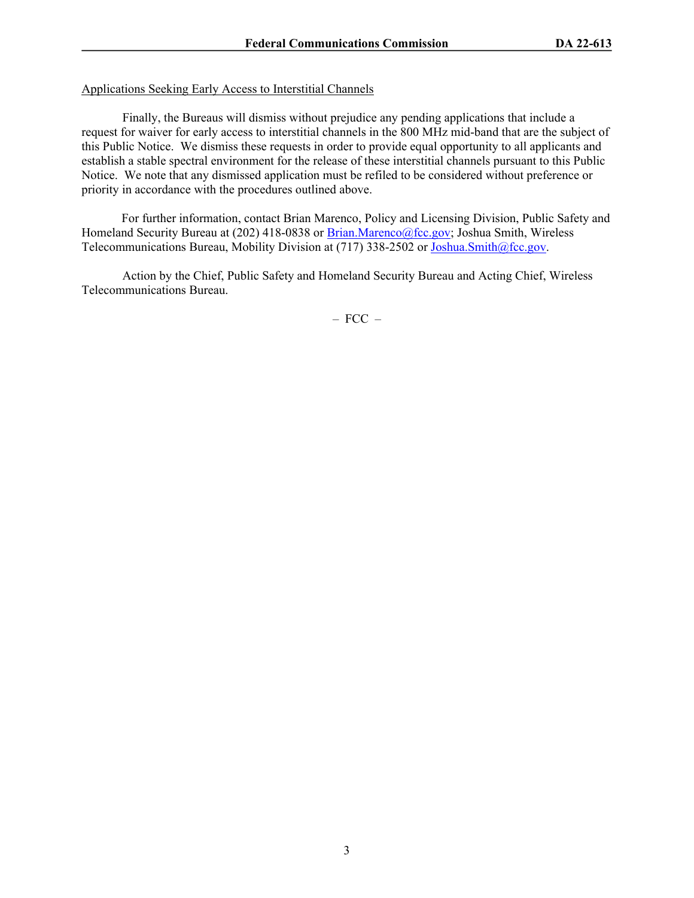Applications Seeking Early Access to Interstitial Channels

Finally, the Bureaus will dismiss without prejudice any pending applications that include a request for waiver for early access to interstitial channels in the 800 MHz mid-band that are the subject of this Public Notice. We dismiss these requests in order to provide equal opportunity to all applicants and establish a stable spectral environment for the release of these interstitial channels pursuant to this Public Notice. We note that any dismissed application must be refiled to be considered without preference or priority in accordance with the procedures outlined above.

For further information, contact Brian Marenco, Policy and Licensing Division, Public Safety and Homeland Security Bureau at (202) 418-0838 or Brian.Marenco@fcc.gov; Joshua Smith, Wireless Telecommunications Bureau, Mobility Division at (717) 338-2502 or Joshua.Smith@fcc.gov.

Action by the Chief, Public Safety and Homeland Security Bureau and Acting Chief, Wireless Telecommunications Bureau.

– FCC –